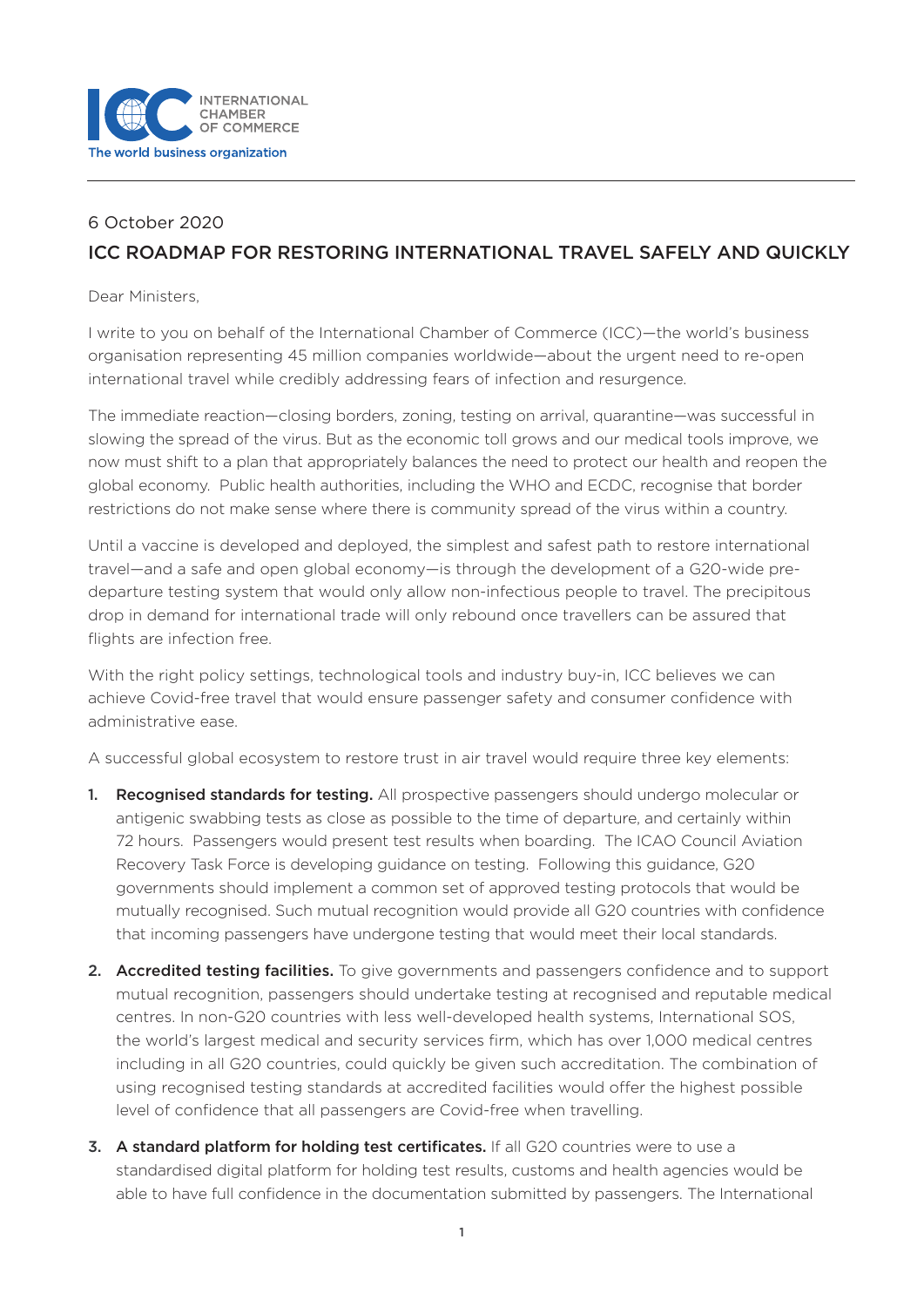INTERNATIONAL CHAMBER OF COMMERCE
The world business organization

6 October 2020

## ICC ROADMAP FOR RESTORING INTERNATIONAL TRAVEL SAFELY AND QUICKLY

Dear Ministers,

I write to you on behalf of the International Chamber of Commerce (ICC)—the world's business organisation representing 45 million companies worldwide—about the urgent need to re-open international travel while credibly addressing fears of infection and resurgence.

The immediate reaction—closing borders, zoning, testing on arrival, quarantine—was successful in slowing the spread of the virus. But as the economic toll grows and our medical tools improve, we now must shift to a plan that appropriately balances the need to protect our health and reopen the global economy. Public health authorities, including the WHO and ECDC, recognise that border restrictions do not make sense where there is community spread of the virus within a country.

Until a vaccine is developed and deployed, the simplest and safest path to restore international travel—and a safe and open global economy—is through the development of a G20-wide pre-departure testing system that would only allow non-infectious people to travel. The precipitous drop in demand for international trade will only rebound once travellers can be assured that flights are infection free.

With the right policy settings, technological tools and industry buy-in, ICC believes we can achieve Covid-free travel that would ensure passenger safety and consumer confidence with administrative ease.

A successful global ecosystem to restore trust in air travel would require three key elements:

1. **Recognised standards for testing.** All prospective passengers should undergo molecular or antigenic swabbing tests as close as possible to the time of departure, and certainly within 72 hours. Passengers would present test results when boarding. The ICAO Council Aviation Recovery Task Force is developing guidance on testing. Following this guidance, G20 governments should implement a common set of approved testing protocols that would be mutually recognised. Such mutual recognition would provide all G20 countries with confidence that incoming passengers have undergone testing that would meet their local standards.
2. **Accredited testing facilities.** To give governments and passengers confidence and to support mutual recognition, passengers should undertake testing at recognised and reputable medical centres. In non-G20 countries with less well-developed health systems, International SOS, the world's largest medical and security services firm, which has over 1,000 medical centres including in all G20 countries, could quickly be given such accreditation. The combination of using recognised testing standards at accredited facilities would offer the highest possible level of confidence that all passengers are Covid-free when travelling.
3. **A standard platform for holding test certificates.** If all G20 countries were to use a standardised digital platform for holding test results, customs and health agencies would be able to have full confidence in the documentation submitted by passengers. The International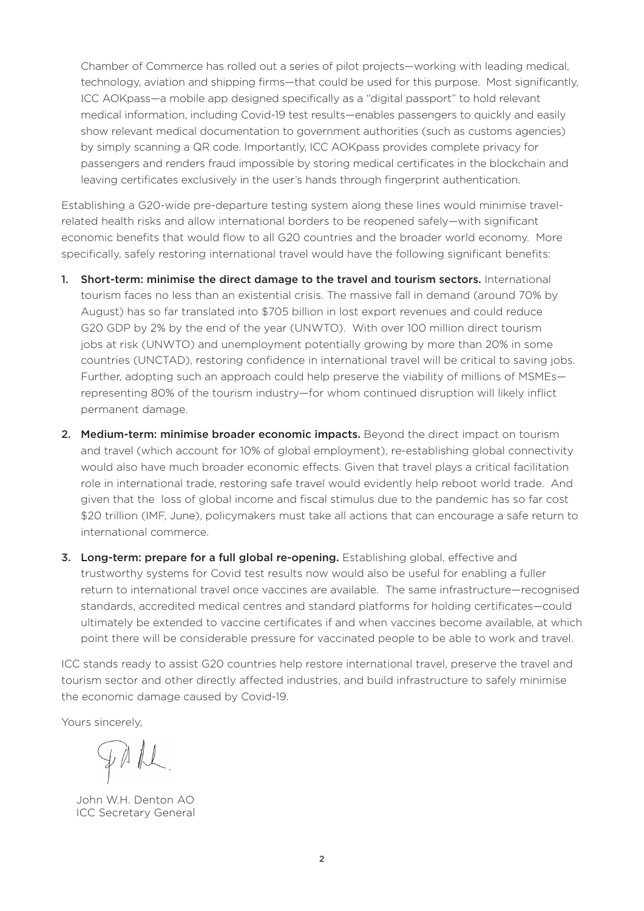Chamber of Commerce has rolled out a series of pilot projects—working with leading medical, technology, aviation and shipping firms—that could be used for this purpose. Most significantly, ICC AOKpass—a mobile app designed specifically as a "digital passport" to hold relevant medical information, including Covid-19 test results—enables passengers to quickly and easily show relevant medical documentation to government authorities (such as customs agencies) by simply scanning a QR code. Importantly, ICC AOKpass provides complete privacy for passengers and renders fraud impossible by storing medical certificates in the blockchain and leaving certificates exclusively in the user's hands through fingerprint authentication.

Establishing a G20-wide pre-departure testing system along these lines would minimise travel-related health risks and allow international borders to be reopened safely—with significant economic benefits that would flow to all G20 countries and the broader world economy. More specifically, safely restoring international travel would have the following significant benefits:

1. **Short-term: minimise the direct damage to the travel and tourism sectors.** International tourism faces no less than an existential crisis. The massive fall in demand (around 70% by August) has so far translated into $705 billion in lost export revenues and could reduce G20 GDP by 2% by the end of the year (UNWTO). With over 100 million direct tourism jobs at risk (UNWTO) and unemployment potentially growing by more than 20% in some countries (UNCTAD), restoring confidence in international travel will be critical to saving jobs. Further, adopting such an approach could help preserve the viability of millions of MSMEs—representing 80% of the tourism industry—for whom continued disruption will likely inflict permanent damage.

2. **Medium-term: minimise broader economic impacts.** Beyond the direct impact on tourism and travel (which account for 10% of global employment), re-establishing global connectivity would also have much broader economic effects. Given that travel plays a critical facilitation role in international trade, restoring safe travel would evidently help reboot world trade. And given that the loss of global income and fiscal stimulus due to the pandemic has so far cost $20 trillion (IMF, June), policymakers must take all actions that can encourage a safe return to international commerce.

3. **Long-term: prepare for a full global re-opening.** Establishing global, effective and trustworthy systems for Covid test results now would also be useful for enabling a fuller return to international travel once vaccines are available. The same infrastructure—recognised standards, accredited medical centres and standard platforms for holding certificates—could ultimately be extended to vaccine certificates if and when vaccines become available, at which point there will be considerable pressure for vaccinated people to be able to work and travel.

ICC stands ready to assist G20 countries help restore international travel, preserve the travel and tourism sector and other directly affected industries, and build infrastructure to safely minimise the economic damage caused by Covid-19.

Yours sincerely,

John W.H. Denton AO
ICC Secretary General